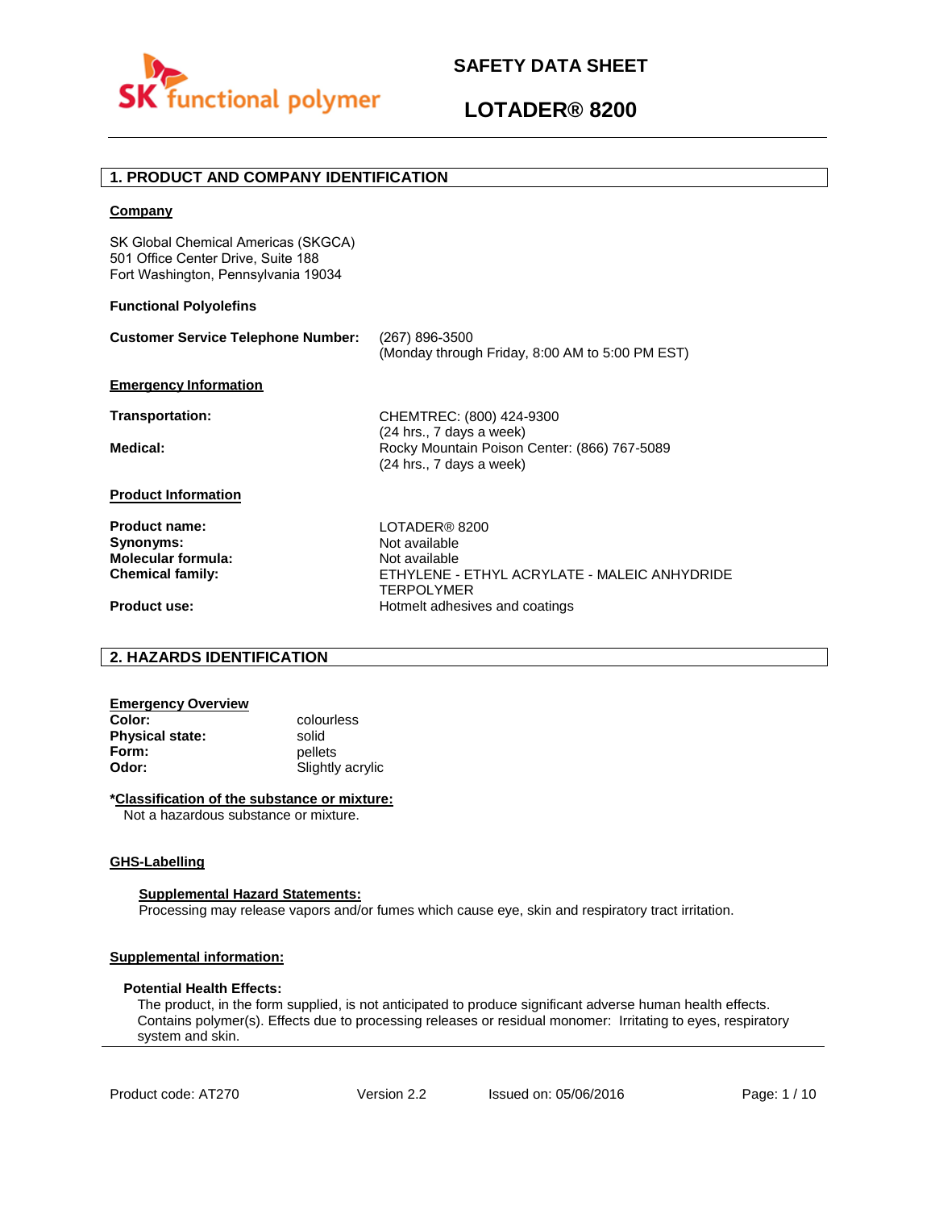# SAFETY DATA SHEET

# LOTADER® 8200

## 1. PRODUCT AND COMPANY IDENTIFICATION

**Company**

SK Global Chemical Americas (SKGCA)
501 Office Center Drive, Suite 188
Fort Washington, Pennsylvania 19034

**Functional Polyolefins**

**Customer Service Telephone Number:** (267) 896-3500
(Monday through Friday, 8:00 AM to 5:00 PM EST)

**Emergency Information**

**Transportation:** CHEMTREC: (800) 424-9300
(24 hrs., 7 days a week)

**Medical:** Rocky Mountain Poison Center: (866) 767-5089
(24 hrs., 7 days a week)

**Product Information**

**Product name:** LOTADER® 8200
**Synonyms:** Not available
**Molecular formula:** Not available
**Chemical family:** ETHYLENE - ETHYL ACRYLATE - MALEIC ANHYDRIDE TERPOLYMER
**Product use:** Hotmelt adhesives and coatings

## 2. HAZARDS IDENTIFICATION

**Emergency Overview**

**Color:** colourless
**Physical state:** solid
**Form:** pellets
**Odor:** Slightly acrylic

**\*Classification of the substance or mixture:**
Not a hazardous substance or mixture.

**GHS-Labelling**

**Supplemental Hazard Statements:**
Processing may release vapors and/or fumes which cause eye, skin and respiratory tract irritation.

**Supplemental information:**

**Potential Health Effects:**
The product, in the form supplied, is not anticipated to produce significant adverse human health effects. Contains polymer(s). Effects due to processing releases or residual monomer: Irritating to eyes, respiratory system and skin.

Product code: AT270 | Version 2.2 | Issued on: 05/06/2016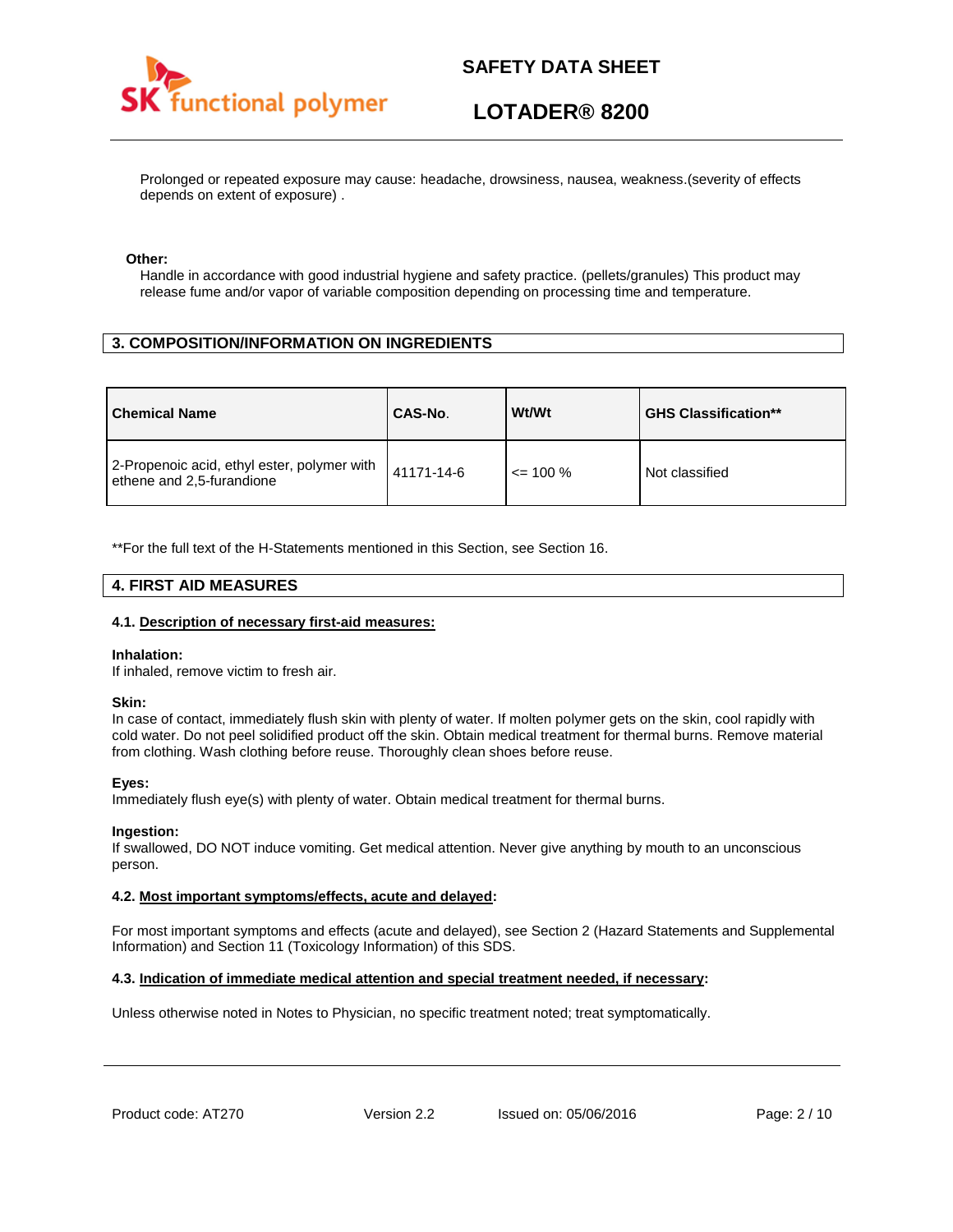Prolonged or repeated exposure may cause: headache, drowsiness, nausea, weakness.(severity of effects depends on extent of exposure) .

**Other:**

Handle in accordance with good industrial hygiene and safety practice. (pellets/granules) This product may release fume and/or vapor of variable composition depending on processing time and temperature.

## 3. COMPOSITION/INFORMATION ON INGREDIENTS

| Chemical Name | CAS-No. | Wt/Wt | GHS Classification** |
|---|---|---|---|
| 2-Propenoic acid, ethyl ester, polymer with ethene and 2,5-furandione | 41171-14-6 | <= 100 % | Not classified |

**For the full text of the H-Statements mentioned in this Section, see Section 16.

## 4. FIRST AID MEASURES

### 4.1. Description of necessary first-aid measures:

**Inhalation:**
If inhaled, remove victim to fresh air.

**Skin:**
In case of contact, immediately flush skin with plenty of water. If molten polymer gets on the skin, cool rapidly with cold water. Do not peel solidified product off the skin. Obtain medical treatment for thermal burns. Remove material from clothing. Wash clothing before reuse. Thoroughly clean shoes before reuse.

**Eyes:**
Immediately flush eye(s) with plenty of water. Obtain medical treatment for thermal burns.

**Ingestion:**
If swallowed, DO NOT induce vomiting. Get medical attention. Never give anything by mouth to an unconscious person.

### 4.2. Most important symptoms/effects, acute and delayed:

For most important symptoms and effects (acute and delayed), see Section 2 (Hazard Statements and Supplemental Information) and Section 11 (Toxicology Information) of this SDS.

### 4.3. Indication of immediate medical attention and special treatment needed, if necessary:

Unless otherwise noted in Notes to Physician, no specific treatment noted; treat symptomatically.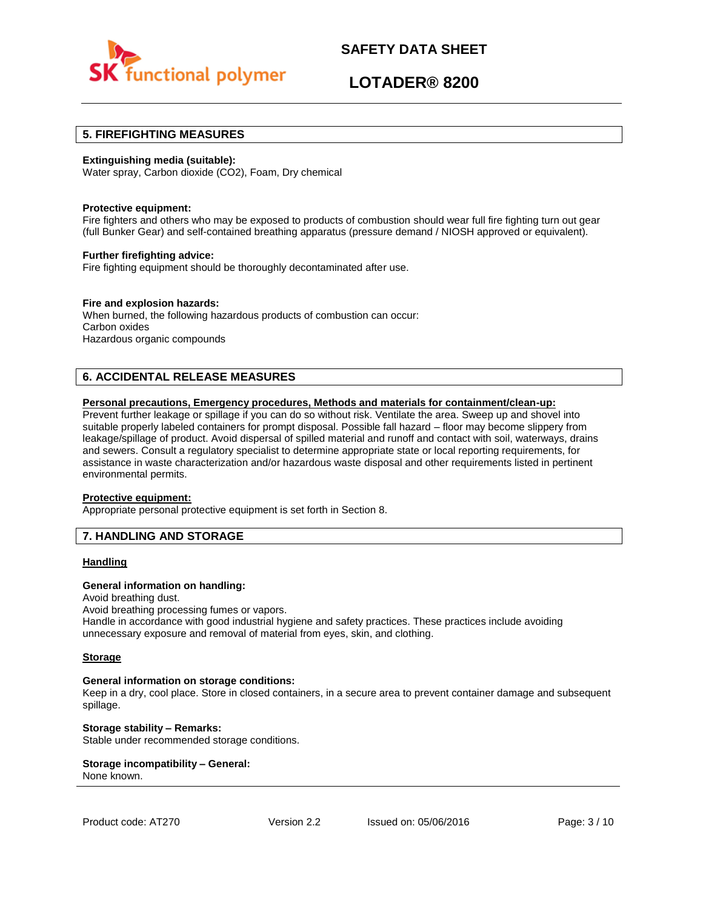## 5. FIREFIGHTING MEASURES

**Extinguishing media (suitable):**
Water spray, Carbon dioxide ($CO_2$), Foam, Dry chemical

**Protective equipment:**
Fire fighters and others who may be exposed to products of combustion should wear full fire fighting turn out gear (full Bunker Gear) and self-contained breathing apparatus (pressure demand / NIOSH approved or equivalent).

**Further firefighting advice:**
Fire fighting equipment should be thoroughly decontaminated after use.

**Fire and explosion hazards:**
When burned, the following hazardous products of combustion can occur:
Carbon oxides
Hazardous organic compounds

## 6. ACCIDENTAL RELEASE MEASURES

**Personal precautions, Emergency procedures, Methods and materials for containment/clean-up:**
Prevent further leakage or spillage if you can do so without risk. Ventilate the area. Sweep up and shovel into suitable properly labeled containers for prompt disposal. Possible fall hazard – floor may become slippery from leakage/spillage of product. Avoid dispersal of spilled material and runoff and contact with soil, waterways, drains and sewers. Consult a regulatory specialist to determine appropriate state or local reporting requirements, for assistance in waste characterization and/or hazardous waste disposal and other requirements listed in pertinent environmental permits.

**Protective equipment:**
Appropriate personal protective equipment is set forth in Section 8.

## 7. HANDLING AND STORAGE

### Handling

**General information on handling:**
Avoid breathing dust.
Avoid breathing processing fumes or vapors.
Handle in accordance with good industrial hygiene and safety practices. These practices include avoiding unnecessary exposure and removal of material from eyes, skin, and clothing.

### Storage

**General information on storage conditions:**
Keep in a dry, cool place. Store in closed containers, in a secure area to prevent container damage and subsequent spillage.

**Storage stability – Remarks:**
Stable under recommended storage conditions.

**Storage incompatibility – General:**
None known.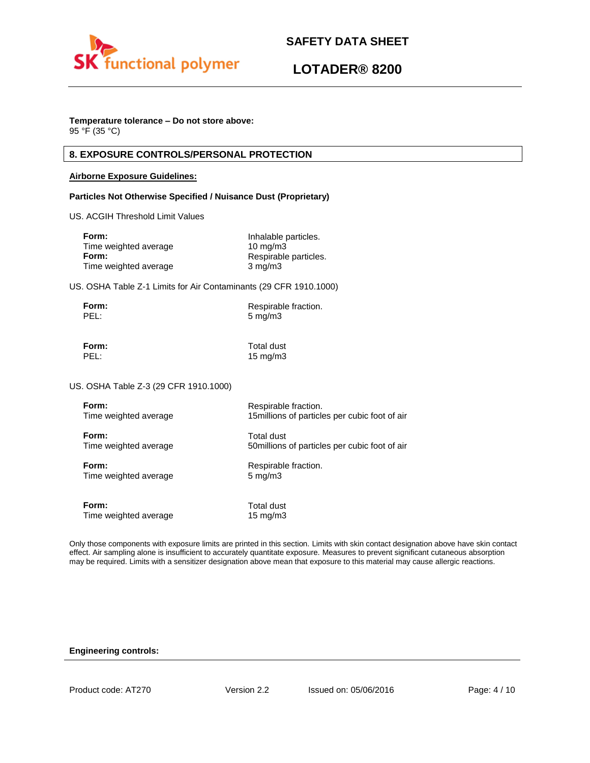**Temperature tolerance – Do not store above:**
95 °F (35 °C)

## 8. EXPOSURE CONTROLS/PERSONAL PROTECTION

**Airborne Exposure Guidelines:**

**Particles Not Otherwise Specified / Nuisance Dust (Proprietary)**

US. ACGIH Threshold Limit Values

**Form:** Inhalable particles.
Time weighted average 10 mg/m3
**Form:** Respirable particles.
Time weighted average 3 mg/m3

US. OSHA Table Z-1 Limits for Air Contaminants (29 CFR 1910.1000)

**Form:** Respirable fraction.
PEL: 5 mg/m3

**Form:** Total dust
PEL: 15 mg/m3

US. OSHA Table Z-3 (29 CFR 1910.1000)

**Form:** Respirable fraction.
Time weighted average 15millions of particles per cubic foot of air

**Form:** Total dust
Time weighted average 50millions of particles per cubic foot of air

**Form:** Respirable fraction.
Time weighted average 5 mg/m3

**Form:** Total dust
Time weighted average 15 mg/m3

Only those components with exposure limits are printed in this section. Limits with skin contact designation above have skin contact effect. Air sampling alone is insufficient to accurately quantitate exposure. Measures to prevent significant cutaneous absorption may be required. Limits with a sensitizer designation above mean that exposure to this material may cause allergic reactions.

**Engineering controls:**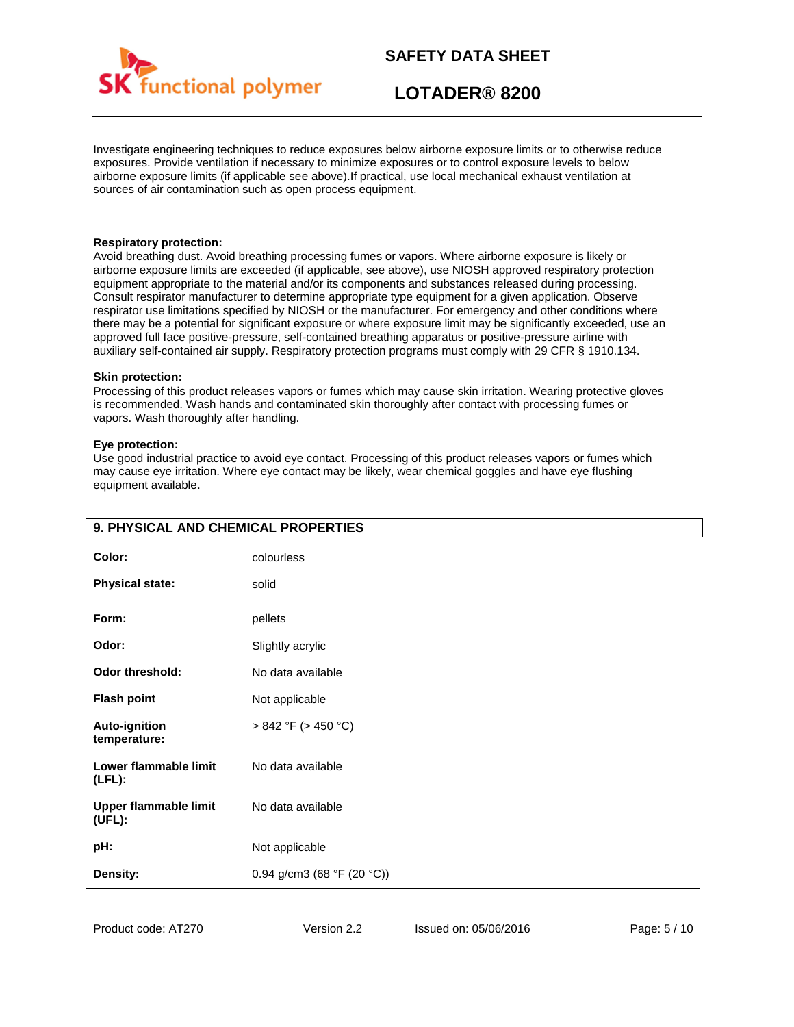Investigate engineering techniques to reduce exposures below airborne exposure limits or to otherwise reduce exposures. Provide ventilation if necessary to minimize exposures or to control exposure levels to below airborne exposure limits (if applicable see above).If practical, use local mechanical exhaust ventilation at sources of air contamination such as open process equipment.

**Respiratory protection:**
Avoid breathing dust. Avoid breathing processing fumes or vapors. Where airborne exposure is likely or airborne exposure limits are exceeded (if applicable, see above), use NIOSH approved respiratory protection equipment appropriate to the material and/or its components and substances released during processing. Consult respirator manufacturer to determine appropriate type equipment for a given application. Observe respirator use limitations specified by NIOSH or the manufacturer. For emergency and other conditions where there may be a potential for significant exposure or where exposure limit may be significantly exceeded, use an approved full face positive-pressure, self-contained breathing apparatus or positive-pressure airline with auxiliary self-contained air supply. Respiratory protection programs must comply with 29 CFR § 1910.134.

**Skin protection:**
Processing of this product releases vapors or fumes which may cause skin irritation. Wearing protective gloves is recommended. Wash hands and contaminated skin thoroughly after contact with processing fumes or vapors. Wash thoroughly after handling.

**Eye protection:**
Use good industrial practice to avoid eye contact. Processing of this product releases vapors or fumes which may cause eye irritation. Where eye contact may be likely, wear chemical goggles and have eye flushing equipment available.

## 9. PHYSICAL AND CHEMICAL PROPERTIES

| | |
|---|---|
| **Color:** | colourless |
| **Physical state:** | solid |
| **Form:** | pellets |
| **Odor:** | Slightly acrylic |
| **Odor threshold:** | No data available |
| **Flash point** | Not applicable |
| **Auto-ignition temperature:** | > 842 °F (> 450 °C) |
| **Lower flammable limit (LFL):** | No data available |
| **Upper flammable limit (UFL):** | No data available |
| **pH:** | Not applicable |
| **Density:** | 0.94 g/cm3 (68 °F (20 °C)) |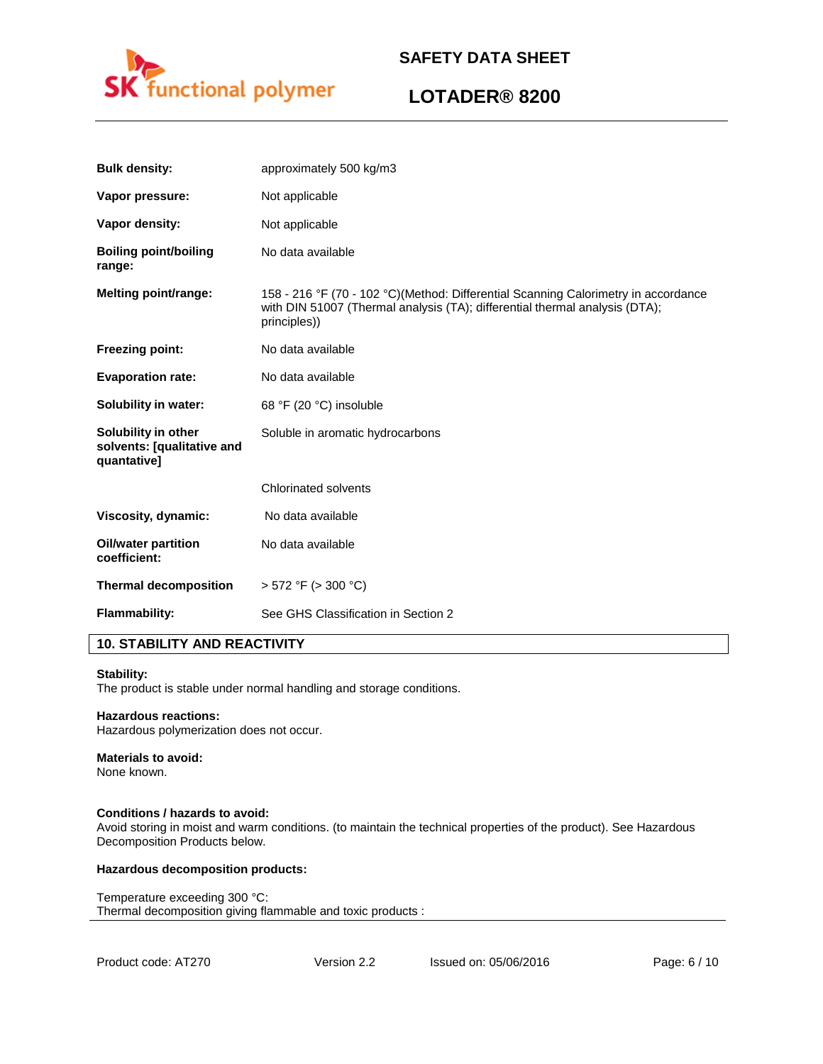| | |
|---|---|
| **Bulk density:** | approximately 500 kg/m3 |
| **Vapor pressure:** | Not applicable |
| **Vapor density:** | Not applicable |
| **Boiling point/boiling range:** | No data available |
| **Melting point/range:** | 158 - 216 °F (70 - 102 °C)(Method: Differential Scanning Calorimetry in accordance with DIN 51007 (Thermal analysis (TA); differential thermal analysis (DTA); principles)) |
| **Freezing point:** | No data available |
| **Evaporation rate:** | No data available |
| **Solubility in water:** | 68 °F (20 °C) insoluble |
| **Solubility in other solvents: [qualitative and quantative]** | Soluble in aromatic hydrocarbons |
| | Chlorinated solvents |
| **Viscosity, dynamic:** | No data available |
| **Oil/water partition coefficient:** | No data available |
| **Thermal decomposition** | > 572 °F (> 300 °C) |
| **Flammability:** | See GHS Classification in Section 2 |

## 10. STABILITY AND REACTIVITY

**Stability:**
The product is stable under normal handling and storage conditions.

**Hazardous reactions:**
Hazardous polymerization does not occur.

**Materials to avoid:**
None known.

**Conditions / hazards to avoid:**
Avoid storing in moist and warm conditions. (to maintain the technical properties of the product). See Hazardous Decomposition Products below.

**Hazardous decomposition products:**

Temperature exceeding 300 °C:
Thermal decomposition giving flammable and toxic products :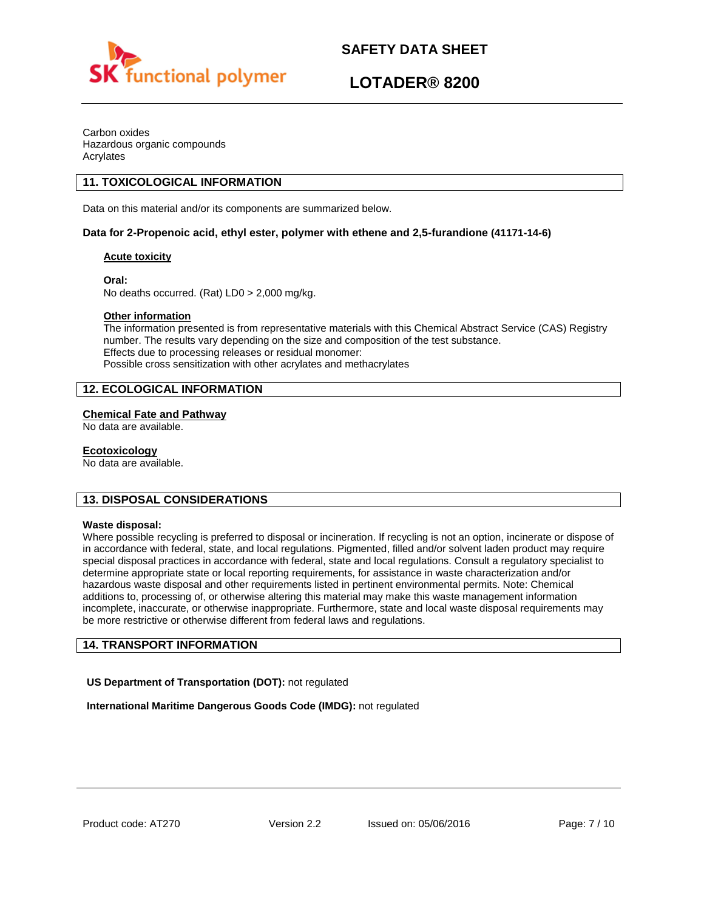Carbon oxides
Hazardous organic compounds
Acrylates

## 11. TOXICOLOGICAL INFORMATION

Data on this material and/or its components are summarized below.

**Data for 2-Propenoic acid, ethyl ester, polymer with ethene and 2,5-furandione (41171-14-6)**

**Acute toxicity**

**Oral:**
No deaths occurred. (Rat) LD0 > 2,000 mg/kg.

**Other information**
The information presented is from representative materials with this Chemical Abstract Service (CAS) Registry number. The results vary depending on the size and composition of the test substance.
Effects due to processing releases or residual monomer:
Possible cross sensitization with other acrylates and methacrylates

## 12. ECOLOGICAL INFORMATION

**Chemical Fate and Pathway**
No data are available.

**Ecotoxicology**
No data are available.

## 13. DISPOSAL CONSIDERATIONS

**Waste disposal:**
Where possible recycling is preferred to disposal or incineration. If recycling is not an option, incinerate or dispose of in accordance with federal, state, and local regulations. Pigmented, filled and/or solvent laden product may require special disposal practices in accordance with federal, state and local regulations. Consult a regulatory specialist to determine appropriate state or local reporting requirements, for assistance in waste characterization and/or hazardous waste disposal and other requirements listed in pertinent environmental permits. Note: Chemical additions to, processing of, or otherwise altering this material may make this waste management information incomplete, inaccurate, or otherwise inappropriate. Furthermore, state and local waste disposal requirements may be more restrictive or otherwise different from federal laws and regulations.

## 14. TRANSPORT INFORMATION

**US Department of Transportation (DOT):** not regulated

**International Maritime Dangerous Goods Code (IMDG):** not regulated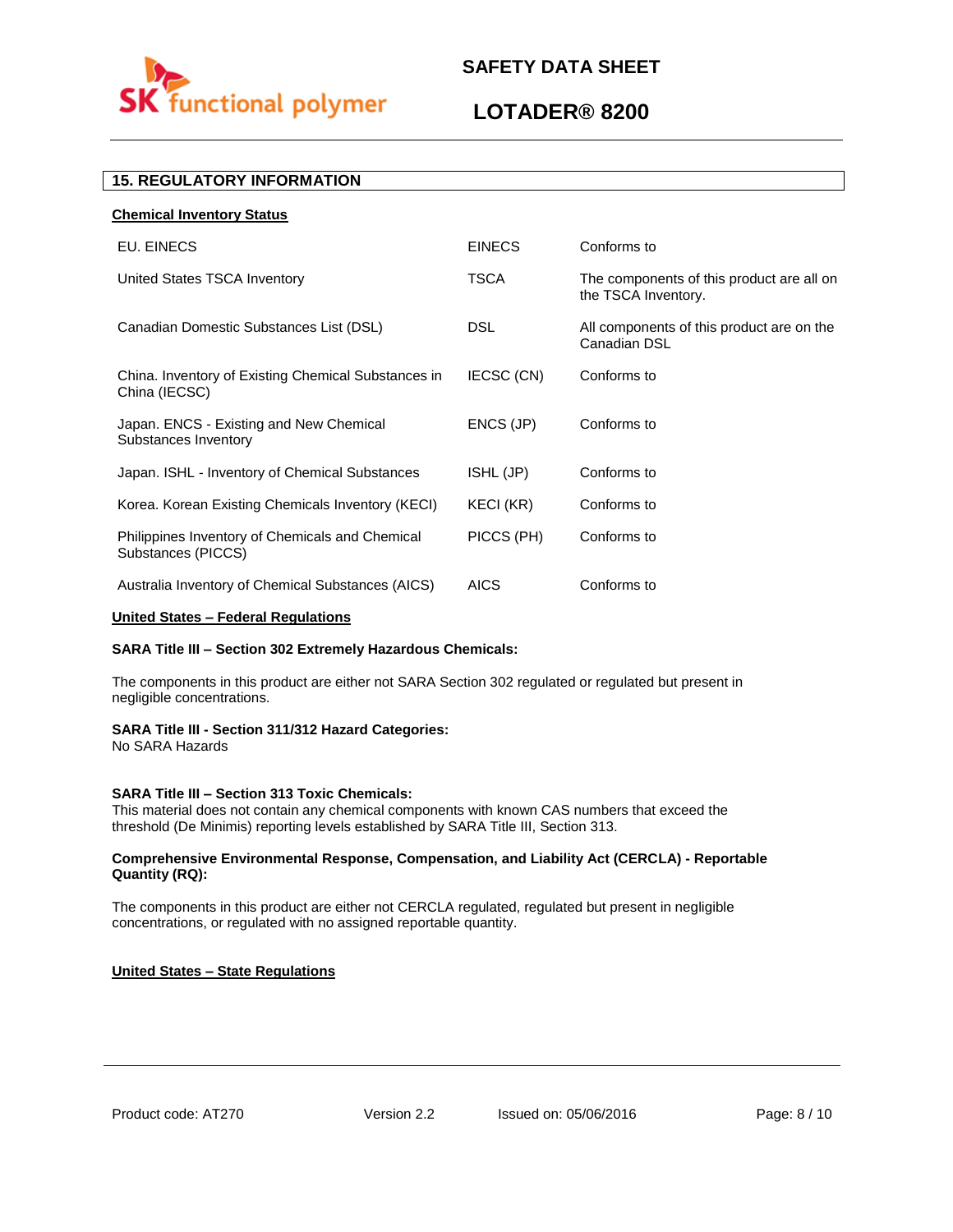## 15. REGULATORY INFORMATION

**Chemical Inventory Status**

| | | |
|---|---|---|
| EU. EINECS | EINECS | Conforms to |
| United States TSCA Inventory | TSCA | The components of this product are all on the TSCA Inventory. |
| Canadian Domestic Substances List (DSL) | DSL | All components of this product are on the Canadian DSL |
| China. Inventory of Existing Chemical Substances in China (IECSC) | IECSC (CN) | Conforms to |
| Japan. ENCS - Existing and New Chemical Substances Inventory | ENCS (JP) | Conforms to |
| Japan. ISHL - Inventory of Chemical Substances | ISHL (JP) | Conforms to |
| Korea. Korean Existing Chemicals Inventory (KECI) | KECI (KR) | Conforms to |
| Philippines Inventory of Chemicals and Chemical Substances (PICCS) | PICCS (PH) | Conforms to |
| Australia Inventory of Chemical Substances (AICS) | AICS | Conforms to |

**United States – Federal Regulations**

**SARA Title III – Section 302 Extremely Hazardous Chemicals:**

The components in this product are either not SARA Section 302 regulated or regulated but present in negligible concentrations.

**SARA Title III - Section 311/312 Hazard Categories:**
No SARA Hazards

**SARA Title III – Section 313 Toxic Chemicals:**
This material does not contain any chemical components with known CAS numbers that exceed the threshold (De Minimis) reporting levels established by SARA Title III, Section 313.

**Comprehensive Environmental Response, Compensation, and Liability Act (CERCLA) - Reportable Quantity (RQ):**

The components in this product are either not CERCLA regulated, regulated but present in negligible concentrations, or regulated with no assigned reportable quantity.

**United States – State Regulations**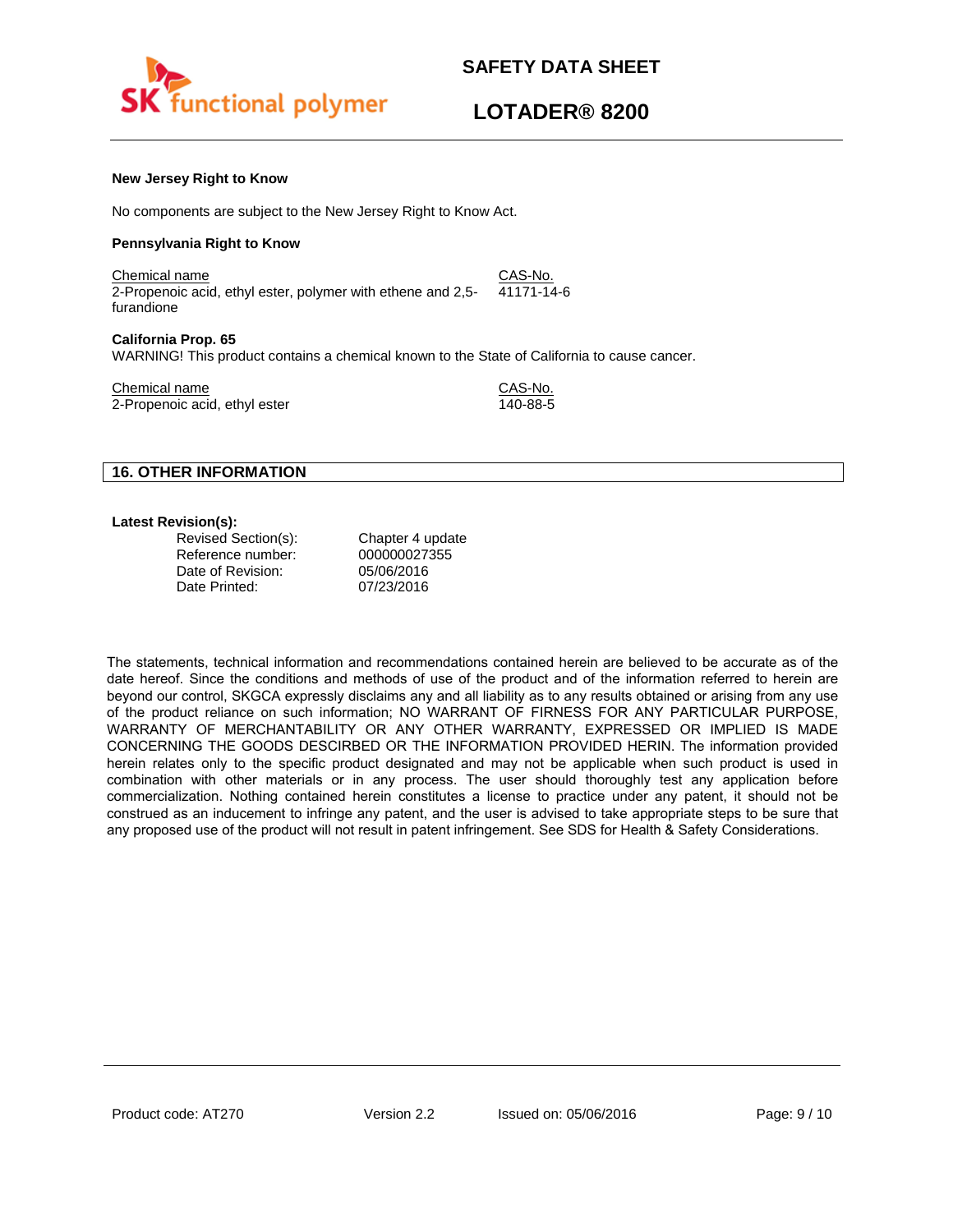**New Jersey Right to Know**

No components are subject to the New Jersey Right to Know Act.

**Pennsylvania Right to Know**

| Chemical name | CAS-No. |
| --- | --- |
| 2-Propenoic acid, ethyl ester, polymer with ethene and 2,5-furandione | 41171-14-6 |

**California Prop. 65**

WARNING! This product contains a chemical known to the State of California to cause cancer.

| Chemical name | CAS-No. |
| --- | --- |
| 2-Propenoic acid, ethyl ester | 140-88-5 |

## 16. OTHER INFORMATION

**Latest Revision(s):**

| | |
| --- | --- |
| Revised Section(s): | Chapter 4 update |
| Reference number: | 000000027355 |
| Date of Revision: | 05/06/2016 |
| Date Printed: | 07/23/2016 |

The statements, technical information and recommendations contained herein are believed to be accurate as of the date hereof. Since the conditions and methods of use of the product and of the information referred to herein are beyond our control, SKGCA expressly disclaims any and all liability as to any results obtained or arising from any use of the product reliance on such information; NO WARRANT OF FIRNESS FOR ANY PARTICULAR PURPOSE, WARRANTY OF MERCHANTABILITY OR ANY OTHER WARRANTY, EXPRESSED OR IMPLIED IS MADE CONCERNING THE GOODS DESCRIBED OR THE INFORMATION PROVIDED HERIN. The information provided herein relates only to the specific product designated and may not be applicable when such product is used in combination with other materials or in any process. The user should thoroughly test any application before commercialization. Nothing contained herein constitutes a license to practice under any patent, it should not be construed as an inducement to infringe any patent, and the user is advised to take appropriate steps to be sure that any proposed use of the product will not result in patent infringement. See SDS for Health & Safety Considerations.